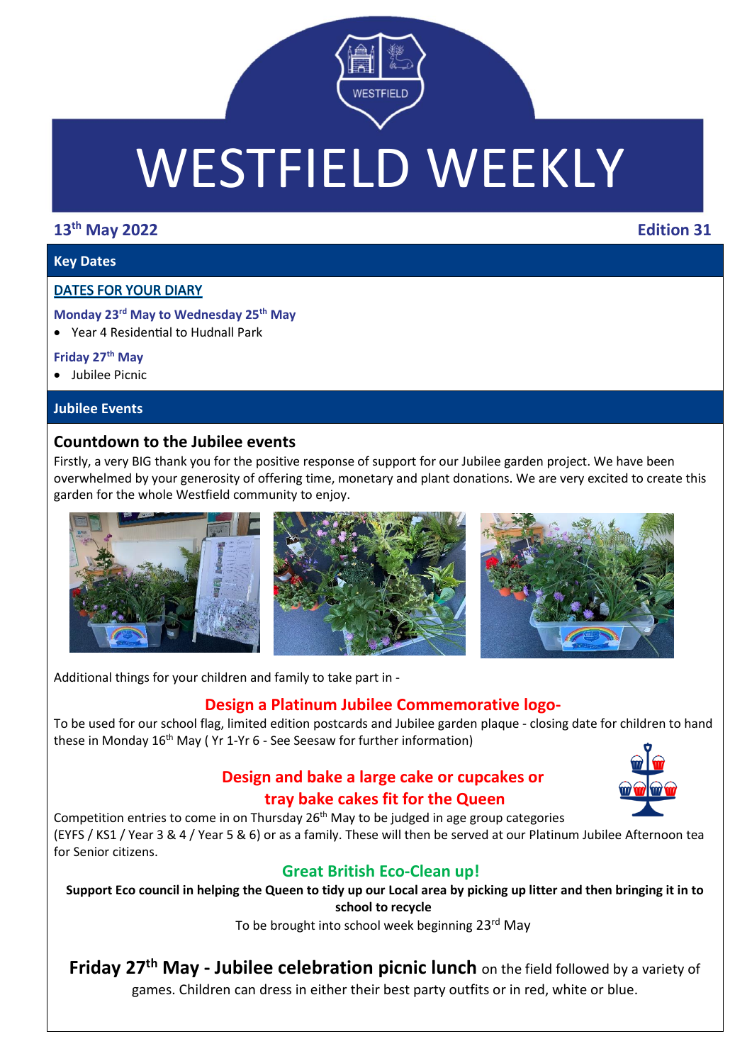# WESTFIELD WEEKLY

**13th May 2022** **Edition 31**

## Key Dates

**DATES FOR YOUR DIARY**

**Monday 23rd May to Wednesday 25th May**

- Year 4 Residential to Hudnall Park

**Friday 27th May**

- Jubilee Picnic

## Jubilee Events

### Countdown to the Jubilee events

Firstly, a very BIG thank you for the positive response of support for our Jubilee garden project. We have been overwhelmed by your generosity of offering time, monetary and plant donations. We are very excited to create this garden for the whole Westfield community to enjoy.

Additional things for your children and family to take part in -

### Design a Platinum Jubilee Commemorative logo-

To be used for our school flag, limited edition postcards and Jubilee garden plaque - closing date for children to hand these in Monday 16th May ( Yr 1-Yr 6 - See Seesaw for further information)

### Design and bake a large cake or cupcakes or tray bake cakes fit for the Queen

Competition entries to come in on Thursday 26th May to be judged in age group categories (EYFS / KS1 / Year 3 & 4 / Year 5 & 6) or as a family. These will then be served at our Platinum Jubilee Afternoon tea for Senior citizens.

### Great British Eco-Clean up!

**Support Eco council in helping the Queen to tidy up our Local area by picking up litter and then bringing it in to school to recycle**

To be brought into school week beginning 23rd May

**Friday 27th May - Jubilee celebration picnic lunch** on the field followed by a variety of games. Children can dress in either their best party outfits or in red, white or blue.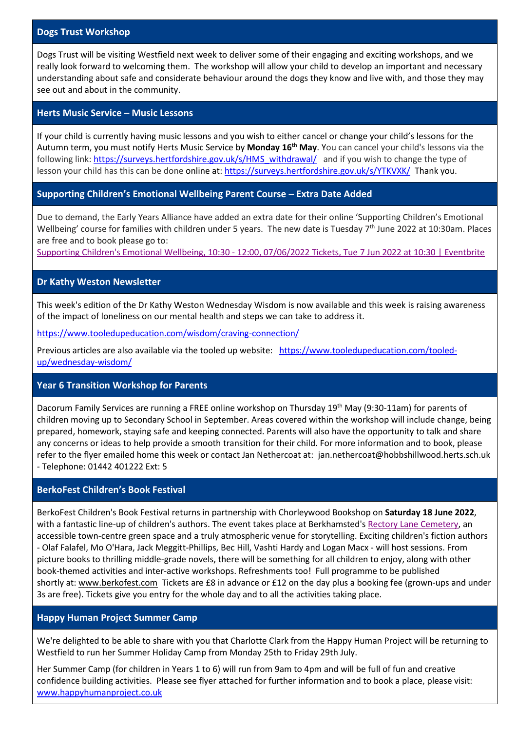## Dogs Trust Workshop

Dogs Trust will be visiting Westfield next week to deliver some of their engaging and exciting workshops, and we really look forward to welcoming them. The workshop will allow your child to develop an important and necessary understanding about safe and considerate behaviour around the dogs they know and live with, and those they may see out and about in the community.

## Herts Music Service – Music Lessons

If your child is currently having music lessons and you wish to either cancel or change your child's lessons for the Autumn term, you must notify Herts Music Service by **Monday 16th May**. You can cancel your child's lessons via the following link: https://surveys.hertfordshire.gov.uk/s/HMS_withdrawal/ and if you wish to change the type of lesson your child has this can be done online at: https://surveys.hertfordshire.gov.uk/s/YTKVXK/ Thank you.

## Supporting Children's Emotional Wellbeing Parent Course – Extra Date Added

Due to demand, the Early Years Alliance have added an extra date for their online 'Supporting Children's Emotional Wellbeing' course for families with children under 5 years. The new date is Tuesday 7th June 2022 at 10:30am. Places are free and to book please go to:
Supporting Children's Emotional Wellbeing, 10:30 - 12:00, 07/06/2022 Tickets, Tue 7 Jun 2022 at 10:30 | Eventbrite

## Dr Kathy Weston Newsletter

This week's edition of the Dr Kathy Weston Wednesday Wisdom is now available and this week is raising awareness of the impact of loneliness on our mental health and steps we can take to address it.

https://www.tooledupeducation.com/wisdom/craving-connection/

Previous articles are also available via the tooled up website: https://www.tooledupeducation.com/tooled-up/wednesday-wisdom/

## Year 6 Transition Workshop for Parents

Dacorum Family Services are running a FREE online workshop on Thursday 19th May (9:30-11am) for parents of children moving up to Secondary School in September. Areas covered within the workshop will include change, being prepared, homework, staying safe and keeping connected. Parents will also have the opportunity to talk and share any concerns or ideas to help provide a smooth transition for their child. For more information and to book, please refer to the flyer emailed home this week or contact Jan Nethercoat at: jan.nethercoat@hobbshillwood.herts.sch.uk - Telephone: 01442 401222 Ext: 5

## BerkoFest Children's Book Festival

BerkoFest Children's Book Festival returns in partnership with Chorleywood Bookshop on **Saturday 18 June 2022**, with a fantastic line-up of children's authors. The event takes place at Berkhamsted's Rectory Lane Cemetery, an accessible town-centre green space and a truly atmospheric venue for storytelling. Exciting children's fiction authors - Olaf Falafel, Mo O'Hara, Jack Meggitt-Phillips, Bec Hill, Vashti Hardy and Logan Macx - will host sessions. From picture books to thrilling middle-grade novels, there will be something for all children to enjoy, along with other book-themed activities and inter-active workshops. Refreshments too! Full programme to be published shortly at: www.berkofest.com Tickets are £8 in advance or £12 on the day plus a booking fee (grown-ups and under 3s are free). Tickets give you entry for the whole day and to all the activities taking place.

## Happy Human Project Summer Camp

We're delighted to be able to share with you that Charlotte Clark from the Happy Human Project will be returning to Westfield to run her Summer Holiday Camp from Monday 25th to Friday 29th July.

Her Summer Camp (for children in Years 1 to 6) will run from 9am to 4pm and will be full of fun and creative confidence building activities. Please see flyer attached for further information and to book a place, please visit: www.happyhumanproject.co.uk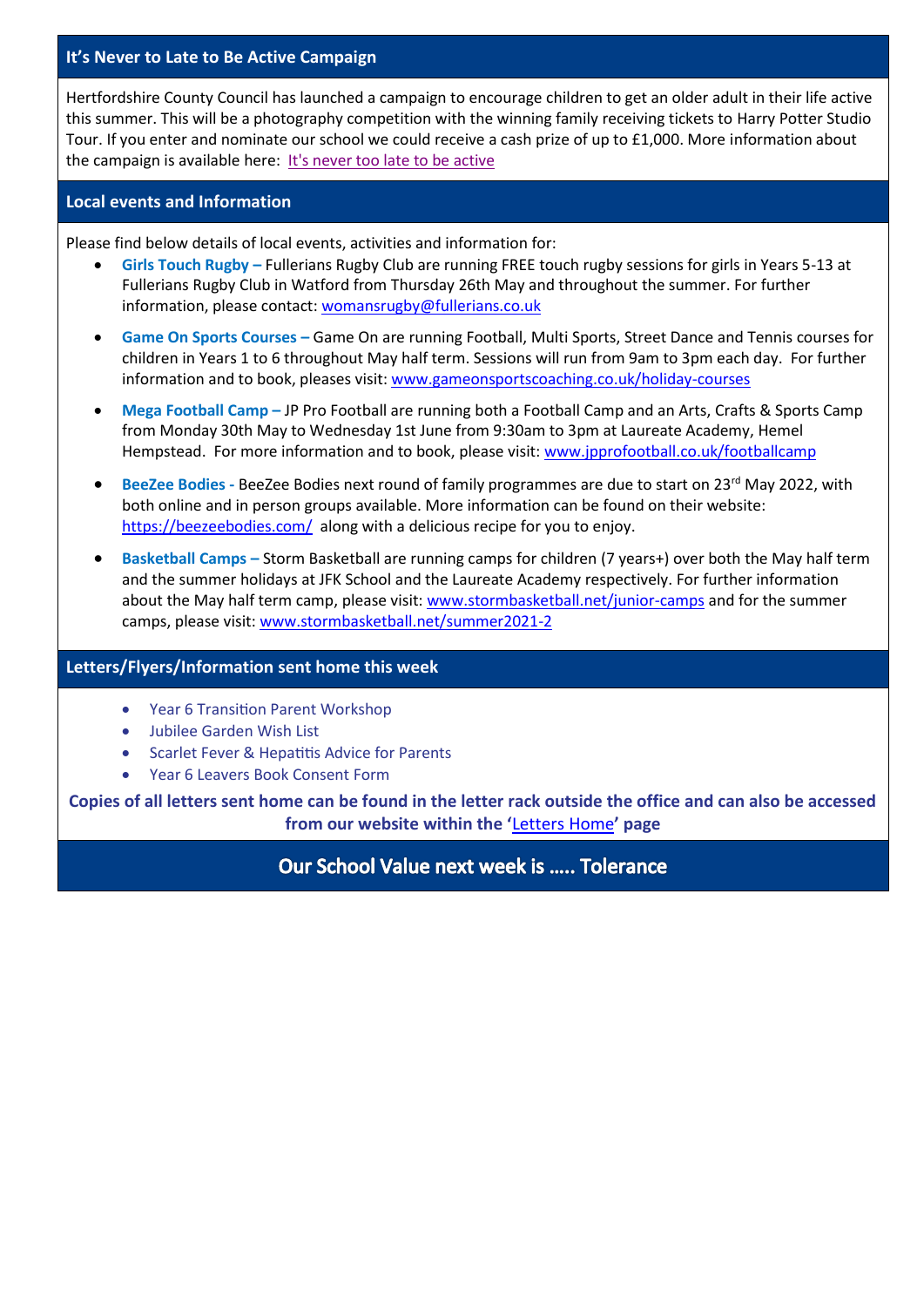## It’s Never to Late to Be Active Campaign

Hertfordshire County Council has launched a campaign to encourage children to get an older adult in their life active this summer. This will be a photography competition with the winning family receiving tickets to Harry Potter Studio Tour. If you enter and nominate our school we could receive a cash prize of up to £1,000. More information about the campaign is available here: It's never too late to be active

## Local events and Information

Please find below details of local events, activities and information for:

- **Girls Touch Rugby –** Fullerians Rugby Club are running FREE touch rugby sessions for girls in Years 5-13 at Fullerians Rugby Club in Watford from Thursday 26th May and throughout the summer. For further information, please contact: womansrugby@fullerians.co.uk
- **Game On Sports Courses –** Game On are running Football, Multi Sports, Street Dance and Tennis courses for children in Years 1 to 6 throughout May half term. Sessions will run from 9am to 3pm each day. For further information and to book, pleases visit: www.gameonsportscoaching.co.uk/holiday-courses
- **Mega Football Camp –** JP Pro Football are running both a Football Camp and an Arts, Crafts & Sports Camp from Monday 30th May to Wednesday 1st June from 9:30am to 3pm at Laureate Academy, Hemel Hempstead. For more information and to book, please visit: www.jpprofootball.co.uk/footballcamp
- **BeeZee Bodies -** BeeZee Bodies next round of family programmes are due to start on 23rd May 2022, with both online and in person groups available. More information can be found on their website: https://beezeebodies.com/ along with a delicious recipe for you to enjoy.
- **Basketball Camps –** Storm Basketball are running camps for children (7 years+) over both the May half term and the summer holidays at JFK School and the Laureate Academy respectively. For further information about the May half term camp, please visit: www.stormbasketball.net/junior-camps and for the summer camps, please visit: www.stormbasketball.net/summer2021-2

## Letters/Flyers/Information sent home this week

- Year 6 Transition Parent Workshop
- Jubilee Garden Wish List
- Scarlet Fever & Hepatitis Advice for Parents
- Year 6 Leavers Book Consent Form

**Copies of all letters sent home can be found in the letter rack outside the office and can also be accessed from our website within the ‘Letters Home’ page**

## Our School Value next week is ….. Tolerance